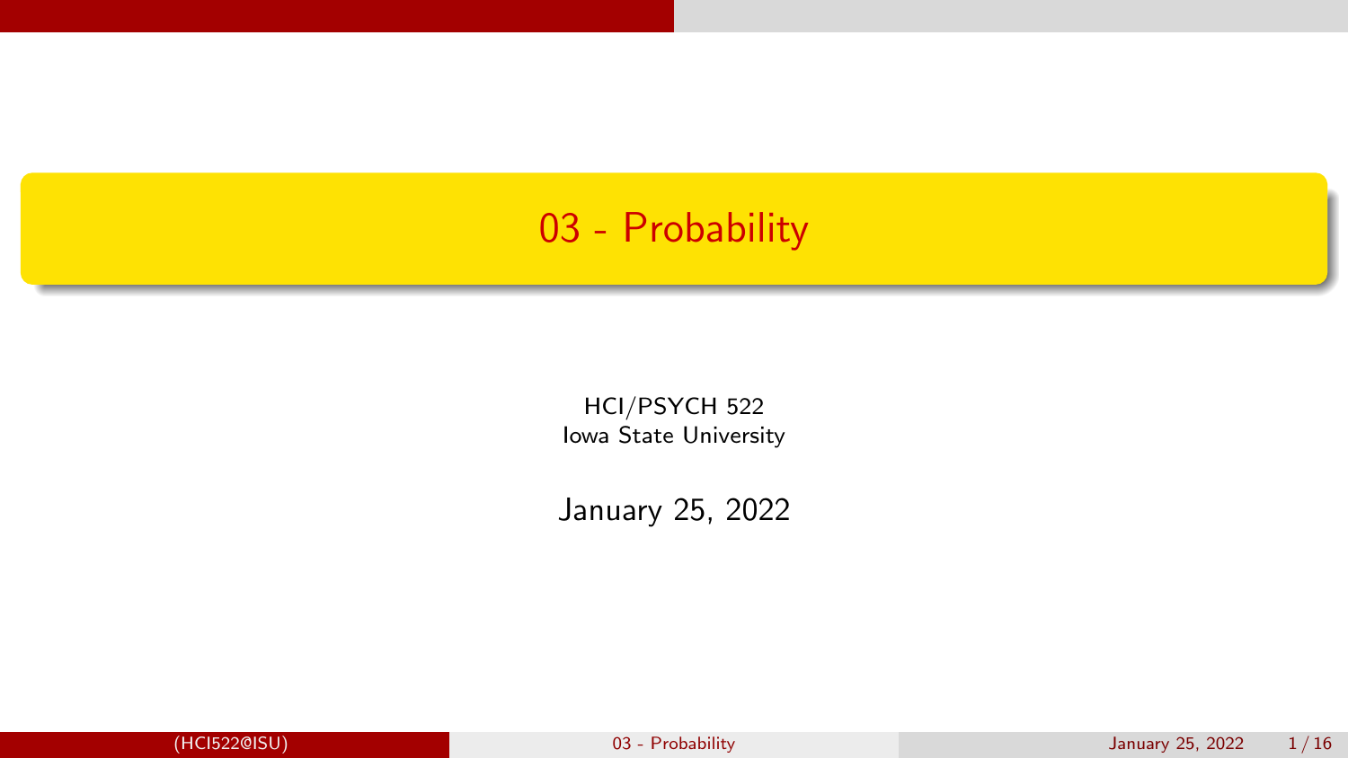# 03 - Probability

HCI/PSYCH 522
Iowa State University

January 25, 2022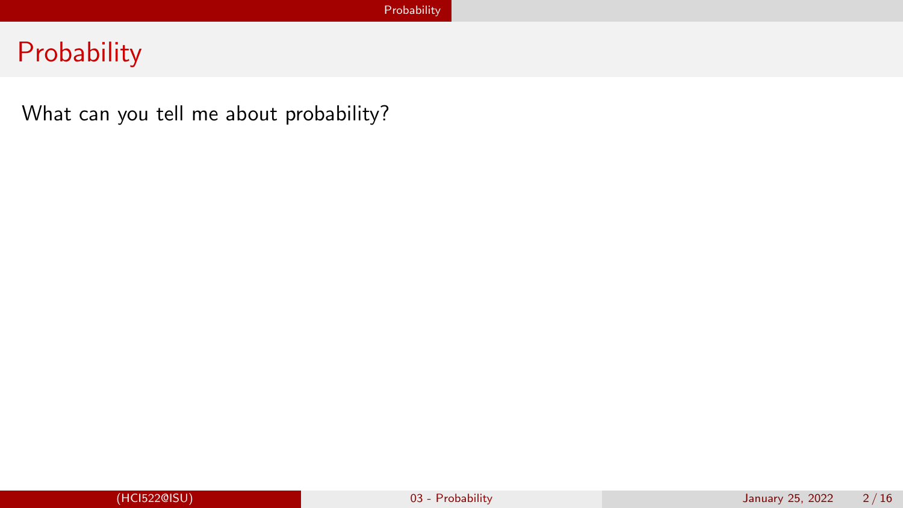# Probability

What can you tell me about probability?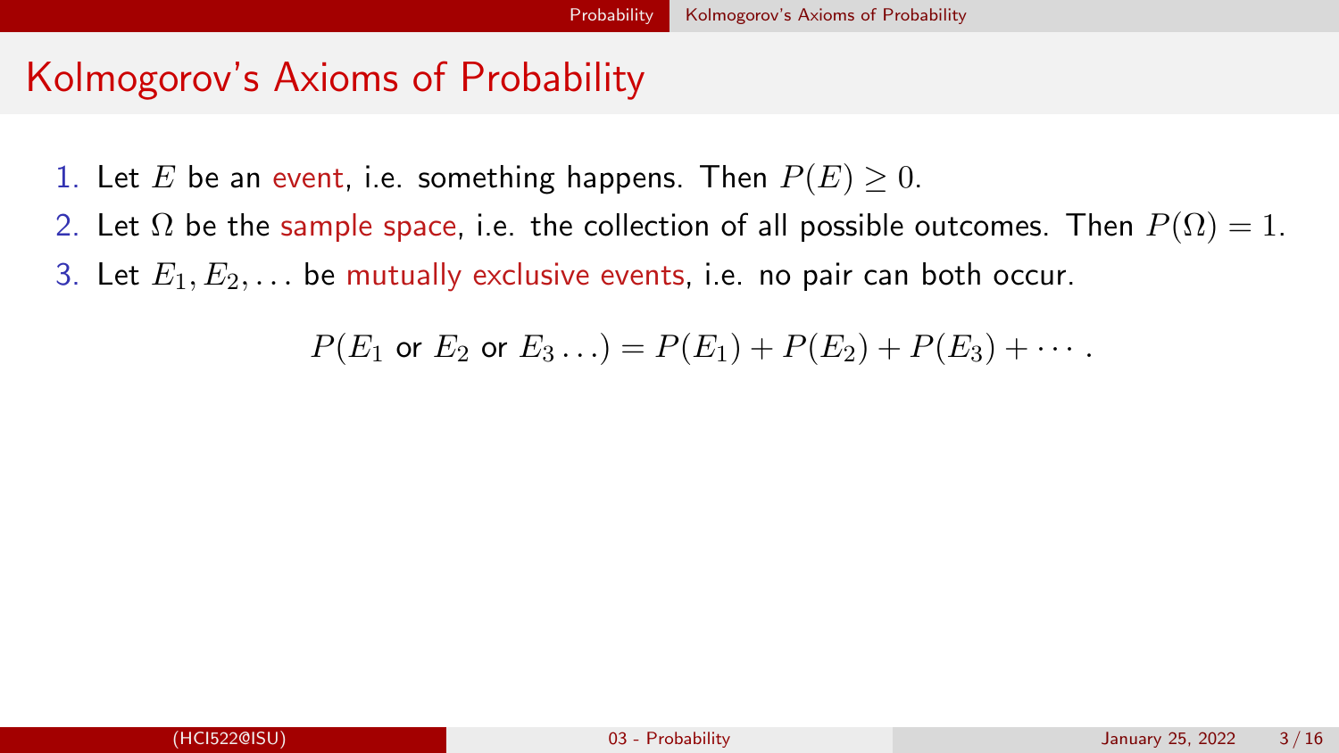# Kolmogorov's Axioms of Probability

1. Let $E$ be an event, i.e. something happens. Then $P(E) \geq 0$.
2. Let $\Omega$ be the sample space, i.e. the collection of all possible outcomes. Then $P(\Omega) = 1$.
3. Let $E_1, E_2, \ldots$ be mutually exclusive events, i.e. no pair can both occur.

$$P(E_1 \text{ or } E_2 \text{ or } E_3 \ldots) = P(E_1) + P(E_2) + P(E_3) + \cdots .$$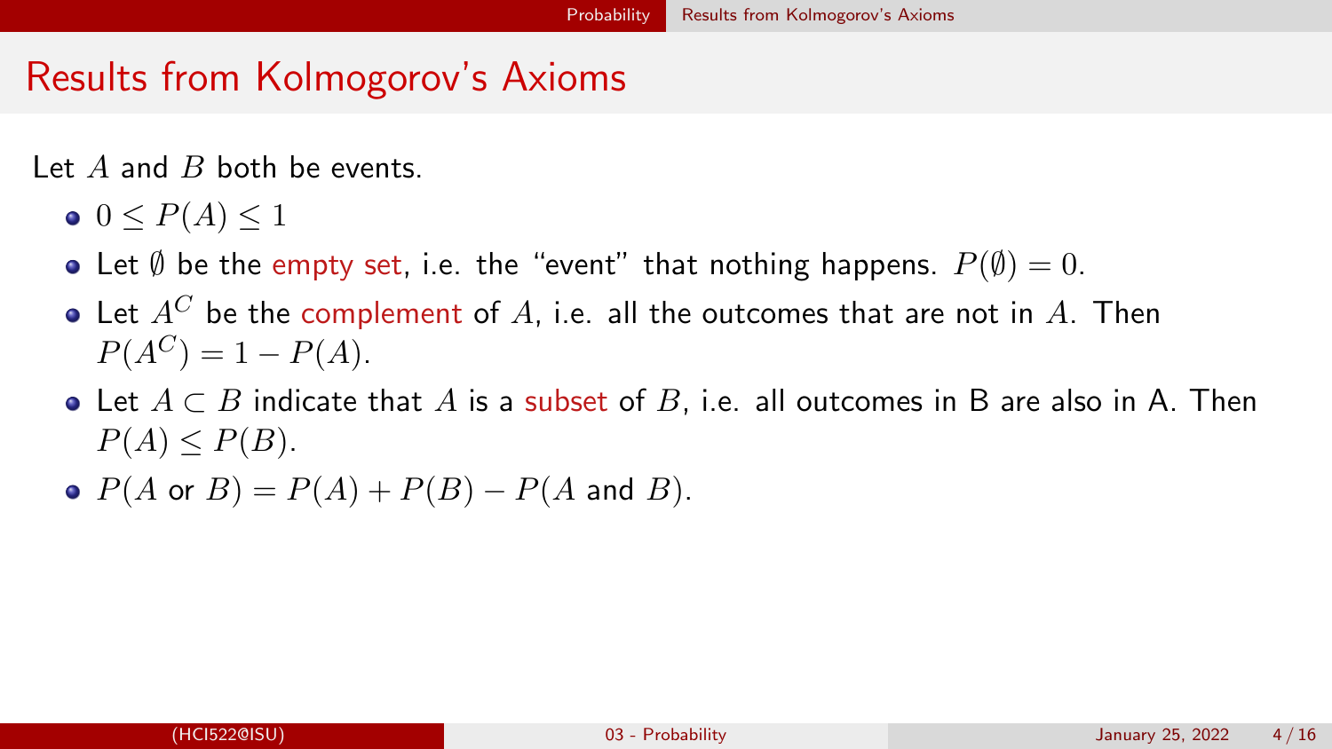# Results from Kolmogorov's Axioms

Let $A$ and $B$ both be events.

- $0 \leq P(A) \leq 1$
- Let $\emptyset$ be the empty set, i.e. the "event" that nothing happens. $P(\emptyset) = 0$.
- Let $A^C$ be the complement of $A$, i.e. all the outcomes that are not in $A$. Then $P(A^C) = 1 - P(A)$.
- Let $A \subset B$ indicate that $A$ is a subset of $B$, i.e. all outcomes in B are also in A. Then $P(A) \leq P(B)$.
- $P(A \text{ or } B) = P(A) + P(B) - P(A \text{ and } B)$.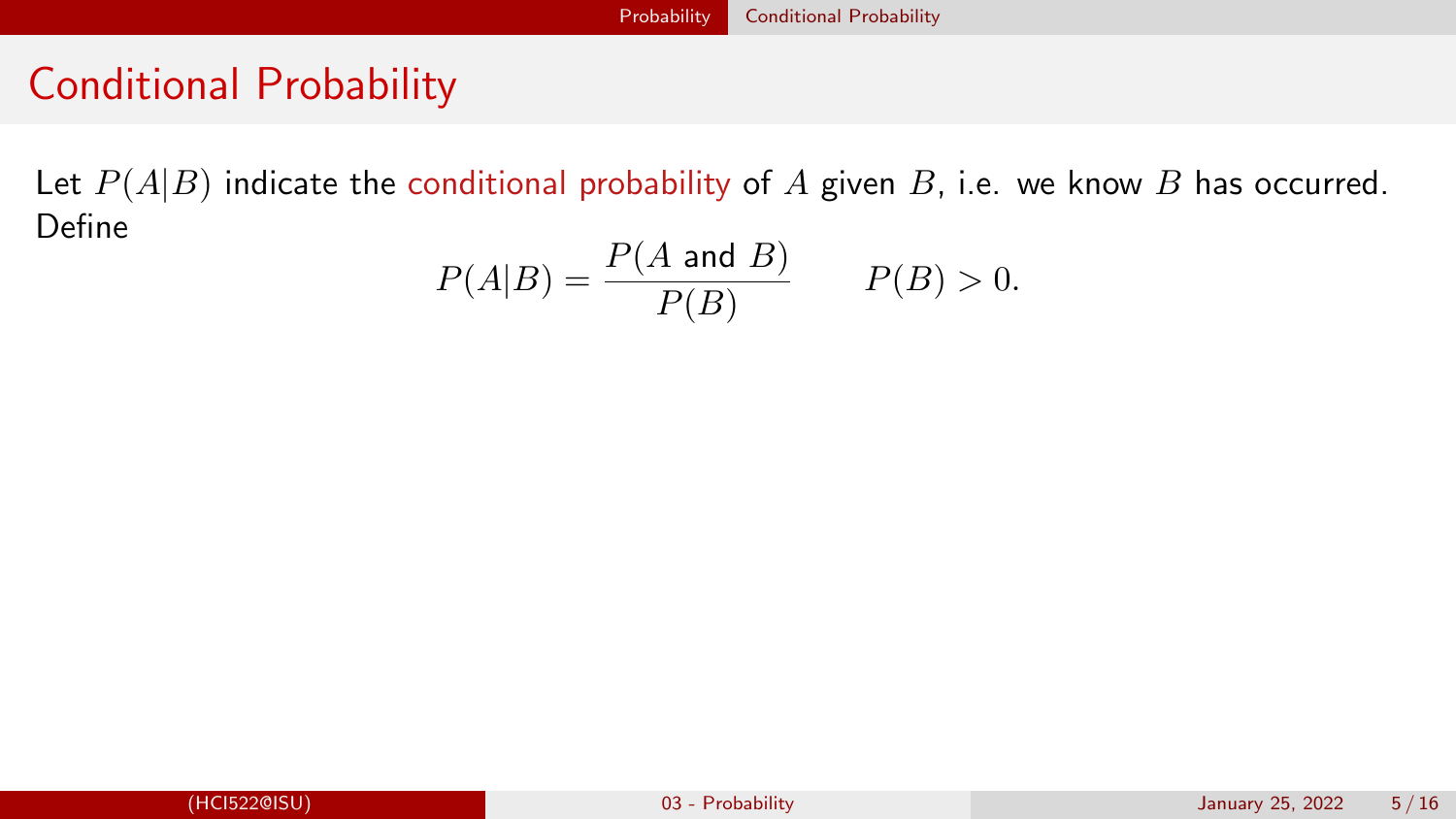# Conditional Probability

Let $P(A|B)$ indicate the conditional probability of $A$ given $B$, i.e. we know $B$ has occurred. Define

$$P(A|B) = \frac{P(A \text{ and } B)}{P(B)} \qquad P(B) > 0.$$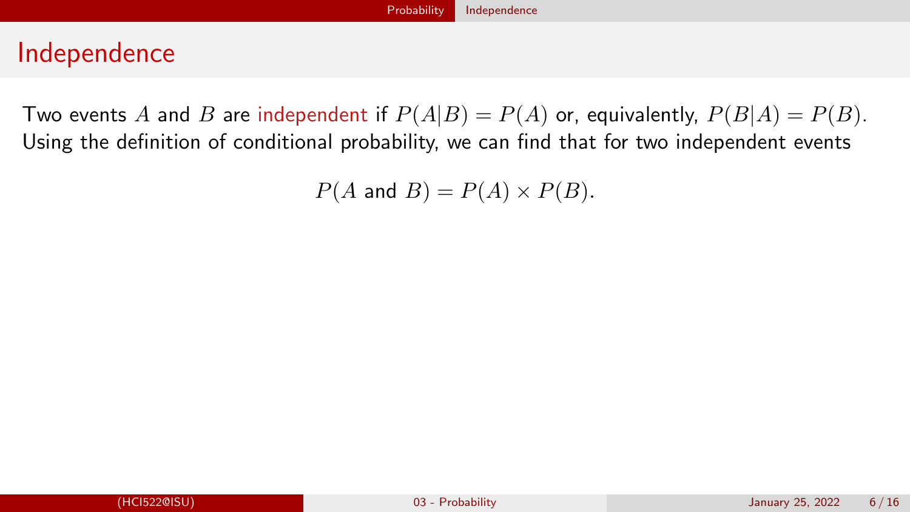# Independence

Two events $A$ and $B$ are independent if $P(A|B) = P(A)$ or, equivalently, $P(B|A) = P(B)$. Using the definition of conditional probability, we can find that for two independent events

$$P(A \text{ and } B) = P(A) \times P(B).$$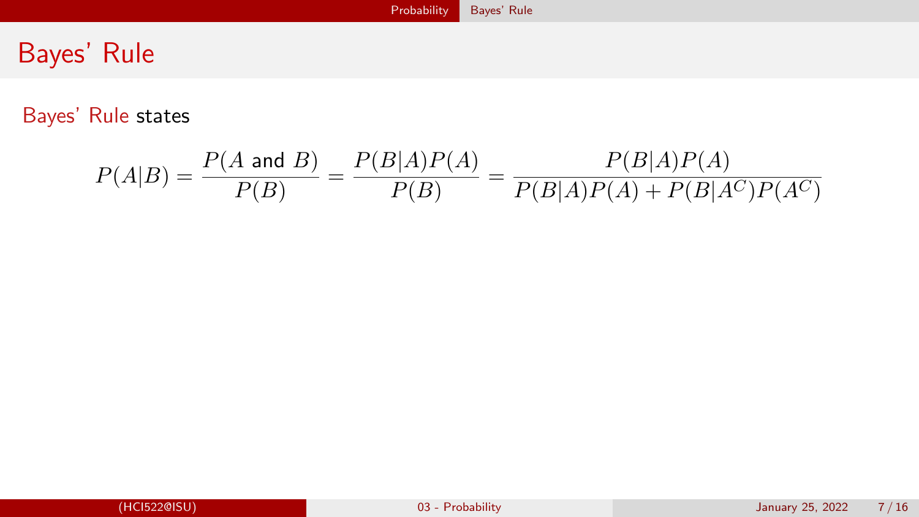# Bayes' Rule

Bayes' Rule states

$$P(A|B) = \frac{P(A \text{ and } B)}{P(B)} = \frac{P(B|A)P(A)}{P(B)} = \frac{P(B|A)P(A)}{P(B|A)P(A) + P(B|A^C)P(A^C)}$$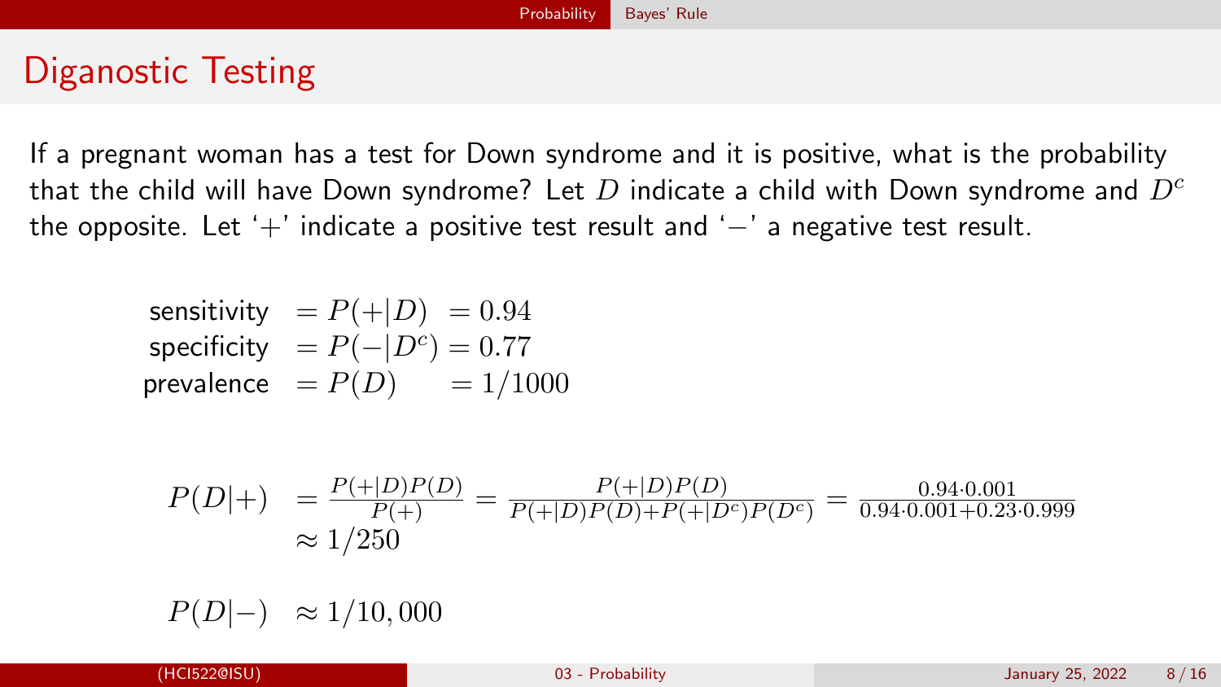# Diganostic Testing

If a pregnant woman has a test for Down syndrome and it is positive, what is the probability that the child will have Down syndrome? Let $D$ indicate a child with Down syndrome and $D^c$ the opposite. Let '$+$' indicate a positive test result and '$-$' a negative test result.

$$
\begin{aligned}
\text{sensitivity} &= P(+|D) &= 0.94 \\
\text{specificity} &= P(-|D^c) &= 0.77 \\
\text{prevalence} &= P(D) &= 1/1000
\end{aligned}
$$

$$
\begin{aligned}
P(D|+) &= \frac{P(+|D)P(D)}{P(+)} = \frac{P(+|D)P(D)}{P(+|D)P(D)+P(+|D^c)P(D^c)} = \frac{0.94 \cdot 0.001}{0.94 \cdot 0.001 + 0.23 \cdot 0.999} \\
&\approx 1/250
\end{aligned}
$$

$$
P(D|-) \approx 1/10,000
$$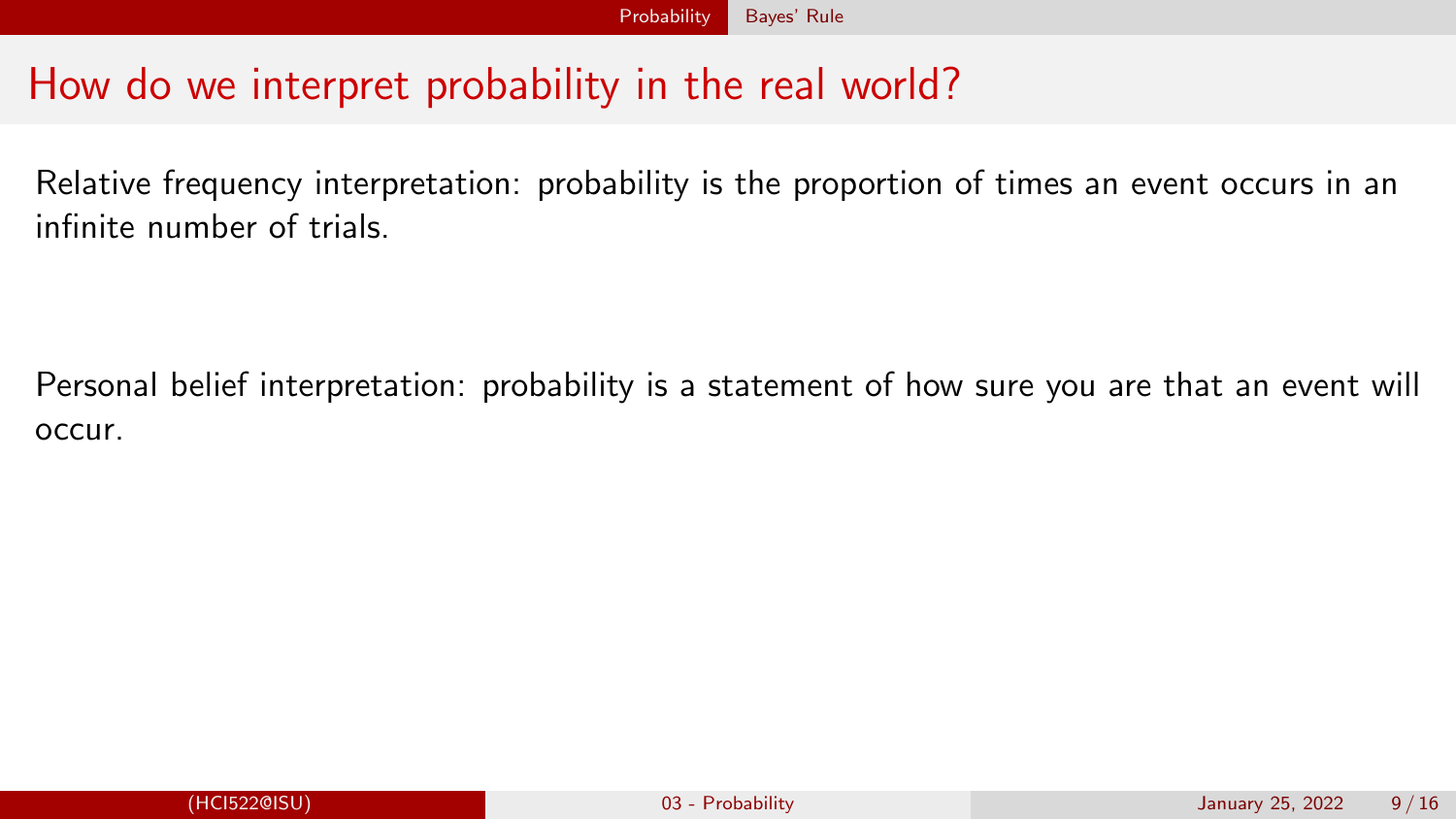# How do we interpret probability in the real world?

Relative frequency interpretation: probability is the proportion of times an event occurs in an infinite number of trials.

Personal belief interpretation: probability is a statement of how sure you are that an event will occur.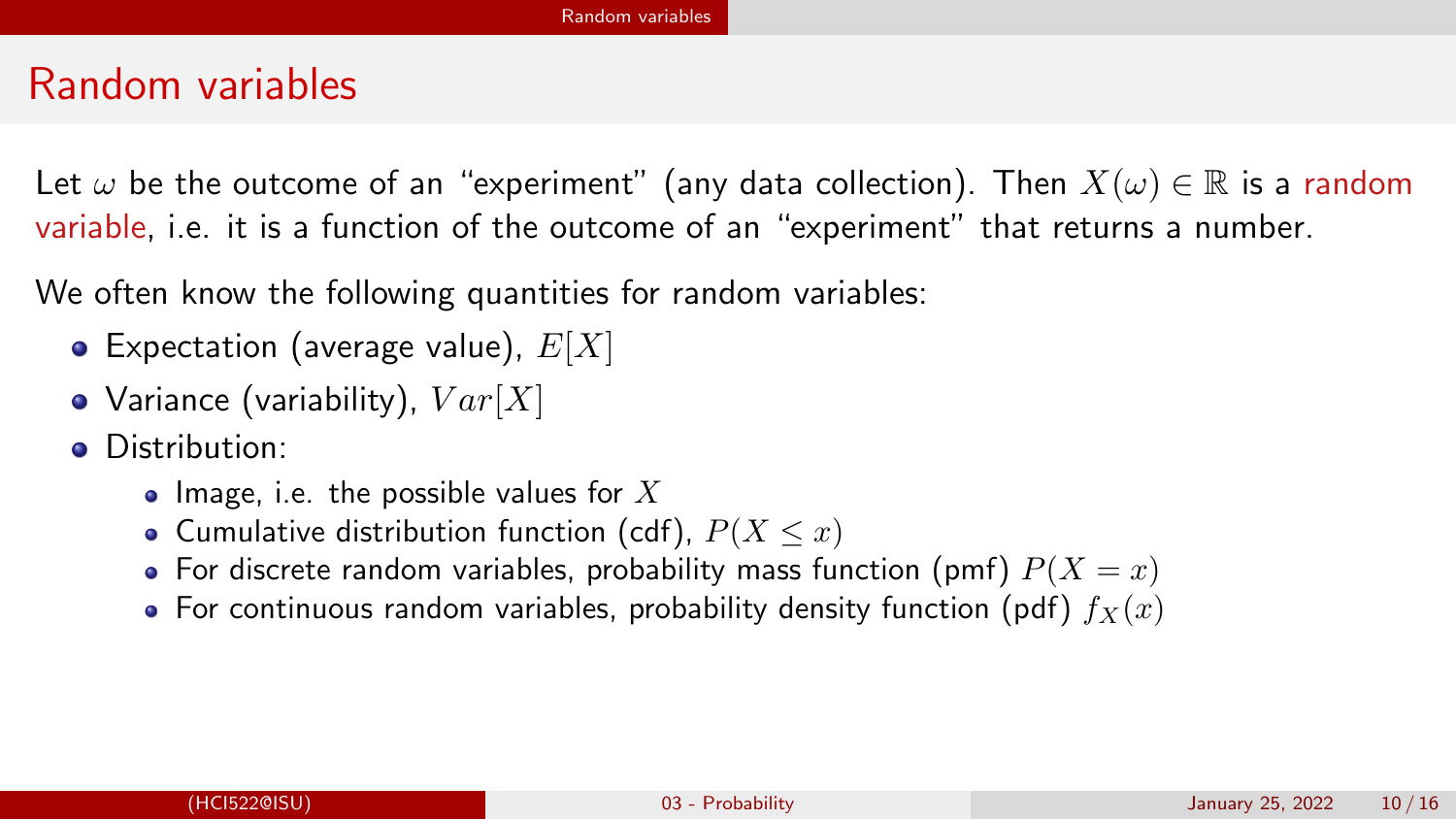# Random variables

Let $\omega$ be the outcome of an "experiment" (any data collection). Then $X(\omega) \in \mathbb{R}$ is a random variable, i.e. it is a function of the outcome of an "experiment" that returns a number.

We often know the following quantities for random variables:

- Expectation (average value), $E[X]$
- Variance (variability), $Var[X]$
- Distribution:
  - Image, i.e. the possible values for $X$
  - Cumulative distribution function (cdf), $P(X \leq x)$
  - For discrete random variables, probability mass function (pmf) $P(X = x)$
  - For continuous random variables, probability density function (pdf) $f_X(x)$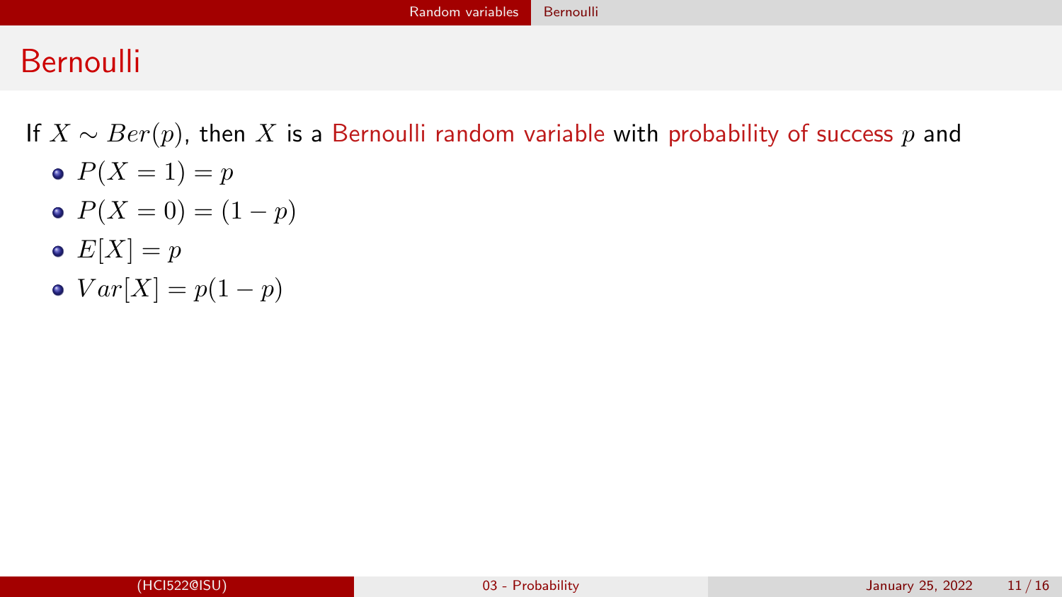# Bernoulli

If $X \sim Ber(p)$, then $X$ is a Bernoulli random variable with probability of success $p$ and

- $P(X = 1) = p$
- $P(X = 0) = (1 - p)$
- $E[X] = p$
- $Var[X] = p(1 - p)$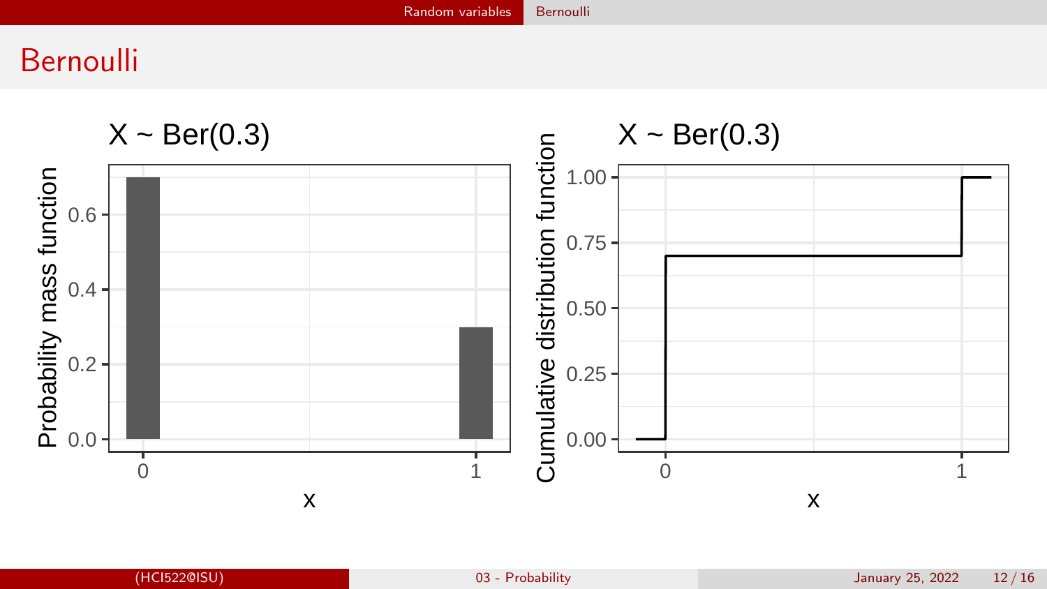# Bernoulli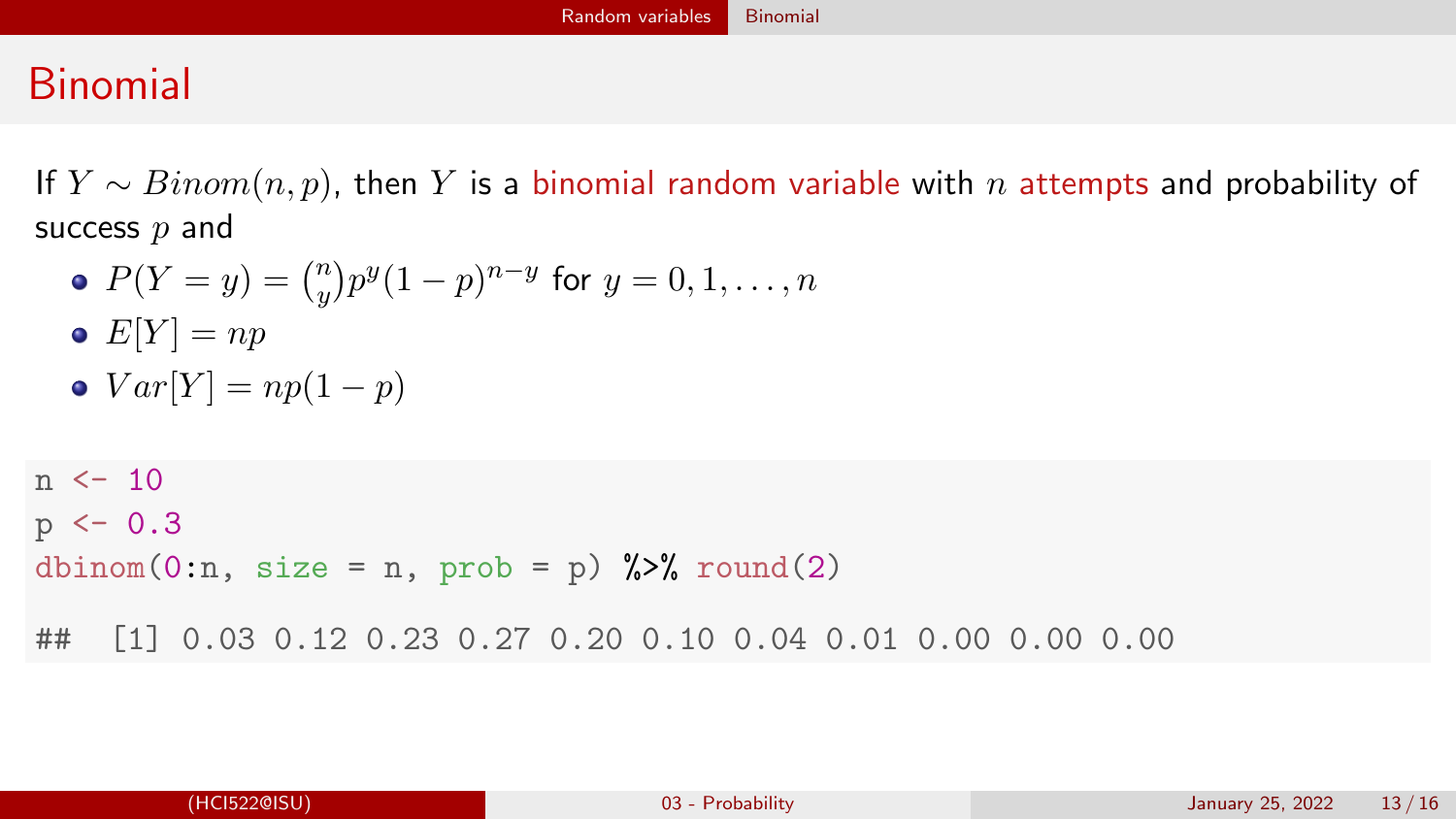# Binomial

If $Y \sim Binom(n, p)$, then $Y$ is a binomial random variable with $n$ attempts and probability of success $p$ and

- $P(Y = y) = \binom{n}{y} p^y (1-p)^{n-y}$ for $y = 0, 1, \ldots, n$
- $E[Y] = np$
- $Var[Y] = np(1-p)$

```
n <- 10
p <- 0.3
dbinom(0:n, size = n, prob = p) %>% round(2)
```

```
##  [1] 0.03 0.12 0.23 0.27 0.20 0.10 0.04 0.01 0.00 0.00 0.00
```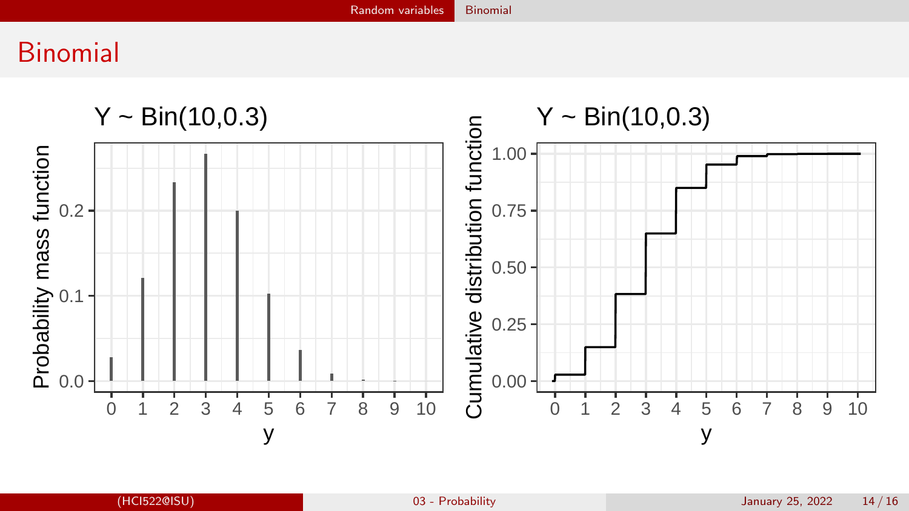# Binomial

$Y \sim Bin(10,0.3)$

$Y \sim Bin(10,0.3)$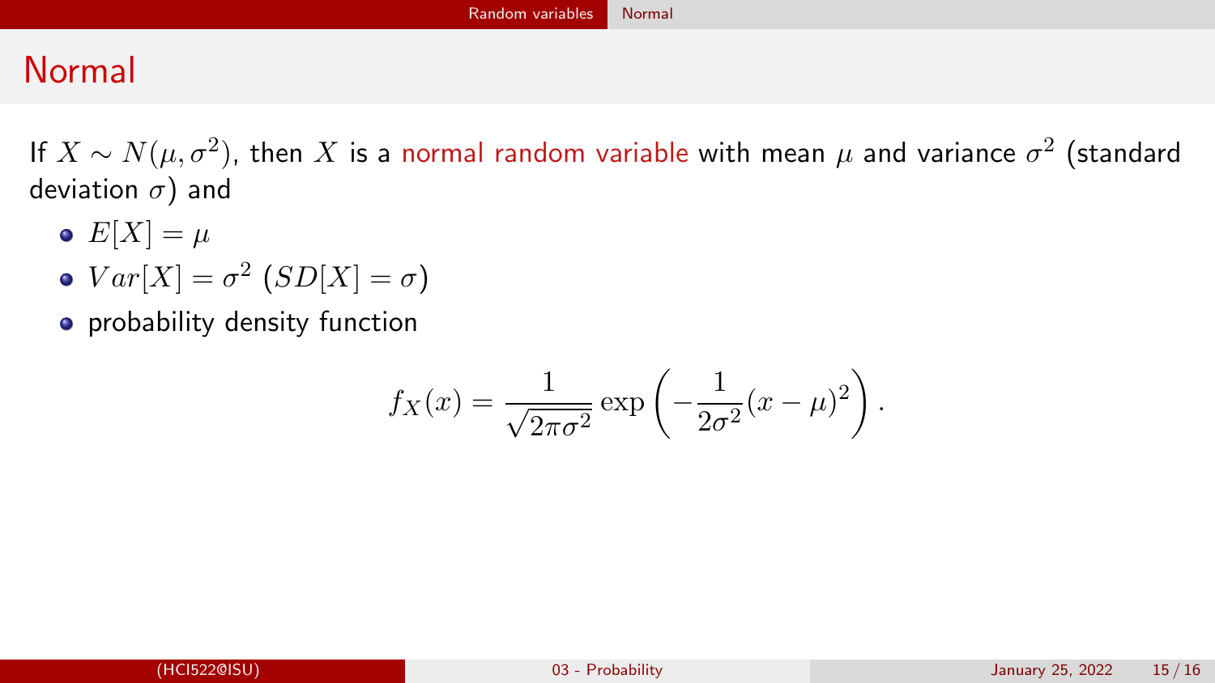# Normal

If $X \sim N(\mu, \sigma^2)$, then $X$ is a normal random variable with mean $\mu$ and variance $\sigma^2$ (standard deviation $\sigma$) and

- $E[X] = \mu$
- $Var[X] = \sigma^2$ ($SD[X] = \sigma$)
- probability density function

$$f_X(x) = \frac{1}{\sqrt{2\pi\sigma^2}} \exp\left(-\frac{1}{2\sigma^2}(x-\mu)^2\right).$$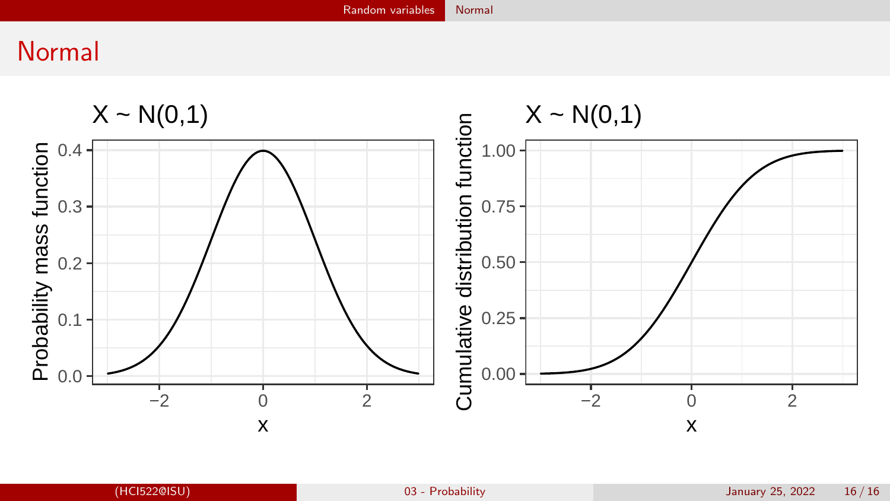## Normal

$X \sim N(0,1)$

Probability mass function

0.4
0.3
0.2
0.1
0.0

−2
0
2

x

$X \sim N(0,1)$

Cumulative distribution function

1.00
0.75
0.50
0.25
0.00

−2
0
2

x